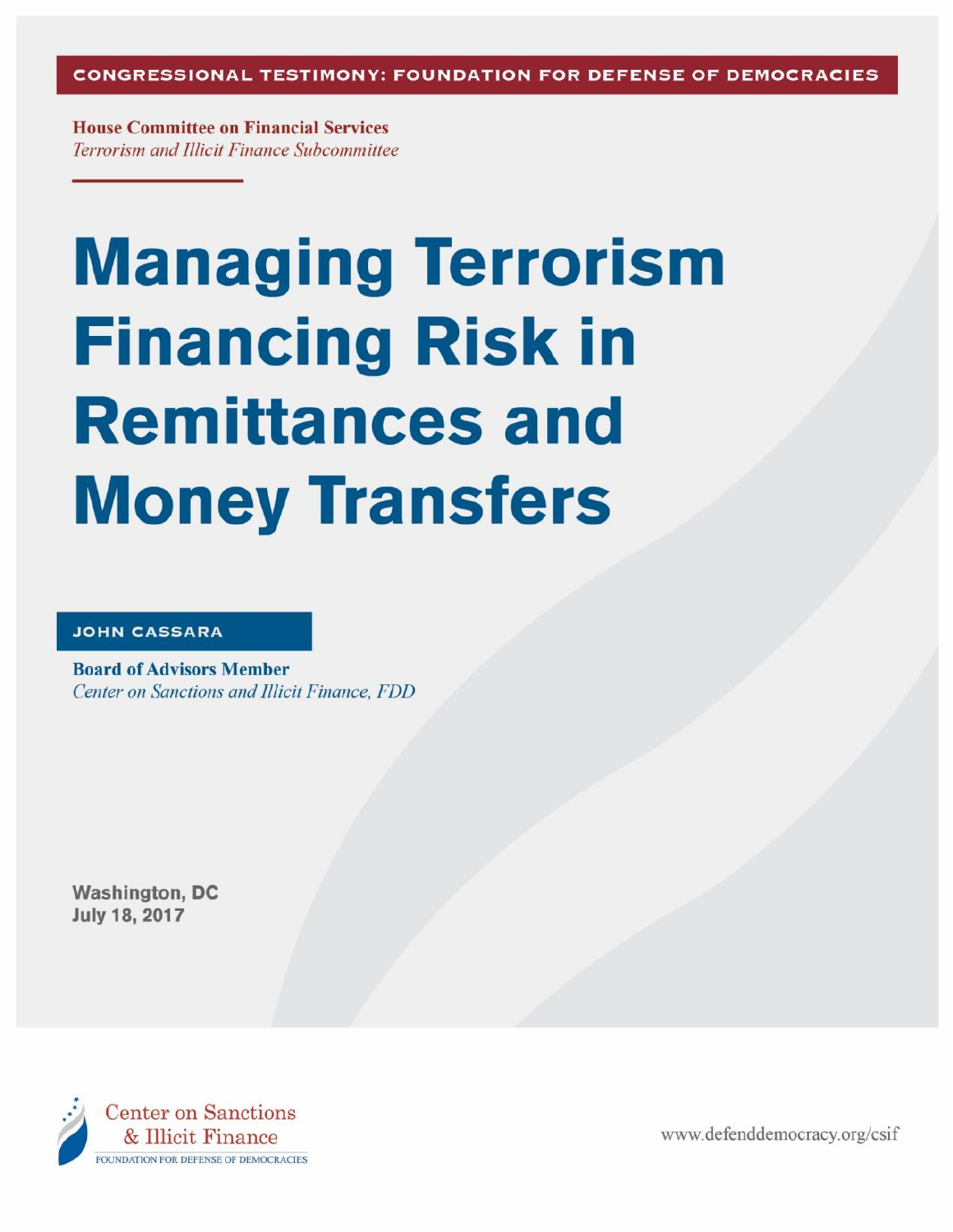CONGRESSIONAL TESTIMONY: FOUNDATION FOR DEFENSE OF DEMOCRACIES

**House Committee on Financial Services**
*Terrorism and Illicit Finance Subcommittee*

# Managing Terrorism Financing Risk in Remittances and Money Transfers

**JOHN CASSARA**

**Board of Advisors Member**
*Center on Sanctions and Illicit Finance, FDD*

**Washington, DC**
**July 18, 2017**

Center on Sanctions & Illicit Finance
FOUNDATION FOR DEFENSE OF DEMOCRACIES

www.defenddemocracy.org/csif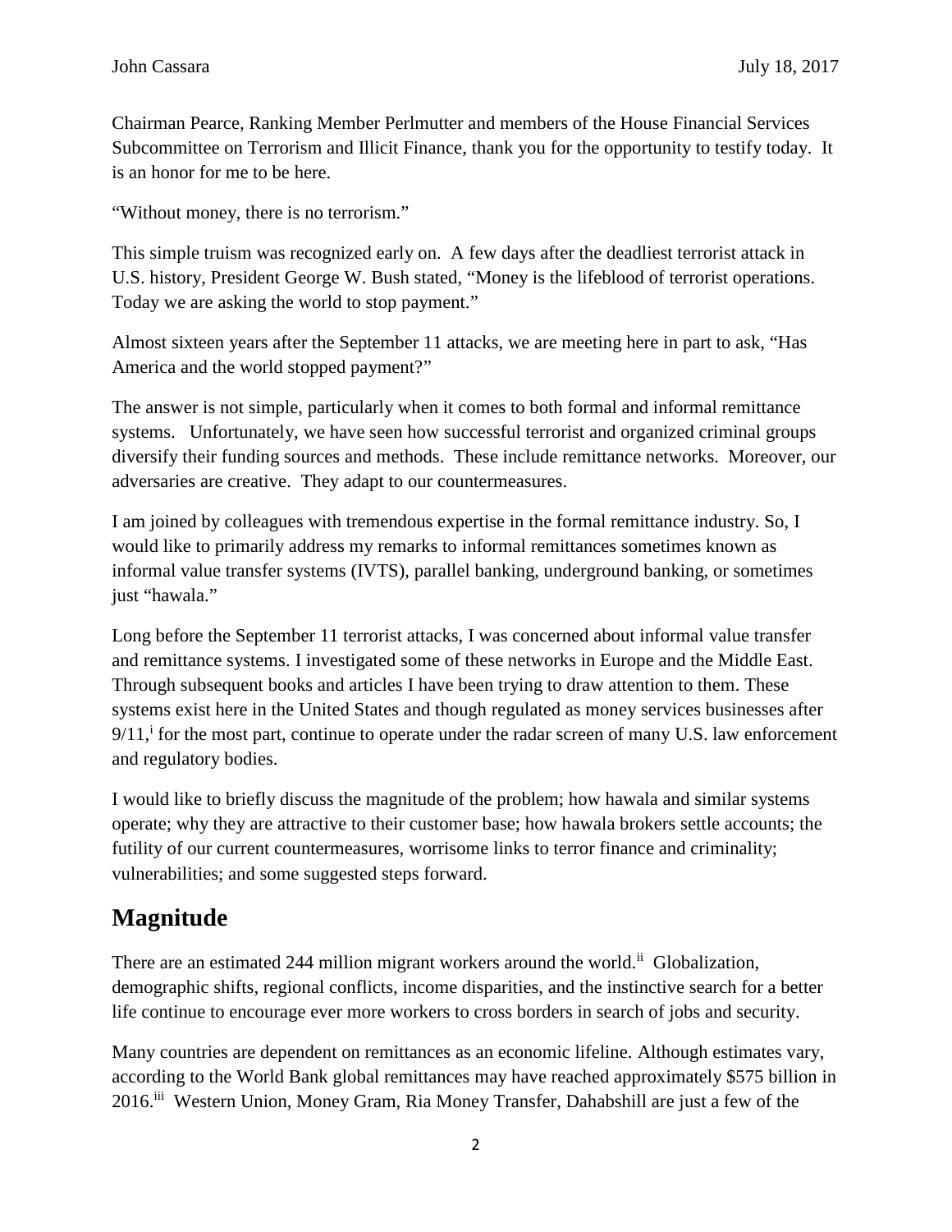Chairman Pearce, Ranking Member Perlmutter and members of the House Financial Services Subcommittee on Terrorism and Illicit Finance, thank you for the opportunity to testify today. It is an honor for me to be here.

"Without money, there is no terrorism."

This simple truism was recognized early on. A few days after the deadliest terrorist attack in U.S. history, President George W. Bush stated, "Money is the lifeblood of terrorist operations. Today we are asking the world to stop payment."

Almost sixteen years after the September 11 attacks, we are meeting here in part to ask, "Has America and the world stopped payment?"

The answer is not simple, particularly when it comes to both formal and informal remittance systems. Unfortunately, we have seen how successful terrorist and organized criminal groups diversify their funding sources and methods. These include remittance networks. Moreover, our adversaries are creative. They adapt to our countermeasures.

I am joined by colleagues with tremendous expertise in the formal remittance industry. So, I would like to primarily address my remarks to informal remittances sometimes known as informal value transfer systems (IVTS), parallel banking, underground banking, or sometimes just "hawala."

Long before the September 11 terrorist attacks, I was concerned about informal value transfer and remittance systems. I investigated some of these networks in Europe and the Middle East. Through subsequent books and articles I have been trying to draw attention to them. These systems exist here in the United States and though regulated as money services businesses after 9/11,[i] for the most part, continue to operate under the radar screen of many U.S. law enforcement and regulatory bodies.

I would like to briefly discuss the magnitude of the problem; how hawala and similar systems operate; why they are attractive to their customer base; how hawala brokers settle accounts; the futility of our current countermeasures, worrisome links to terror finance and criminality; vulnerabilities; and some suggested steps forward.

## Magnitude

There are an estimated 244 million migrant workers around the world.[ii] Globalization, demographic shifts, regional conflicts, income disparities, and the instinctive search for a better life continue to encourage ever more workers to cross borders in search of jobs and security.

Many countries are dependent on remittances as an economic lifeline. Although estimates vary, according to the World Bank global remittances may have reached approximately $575 billion in 2016.[iii] Western Union, Money Gram, Ria Money Transfer, Dahabshill are just a few of the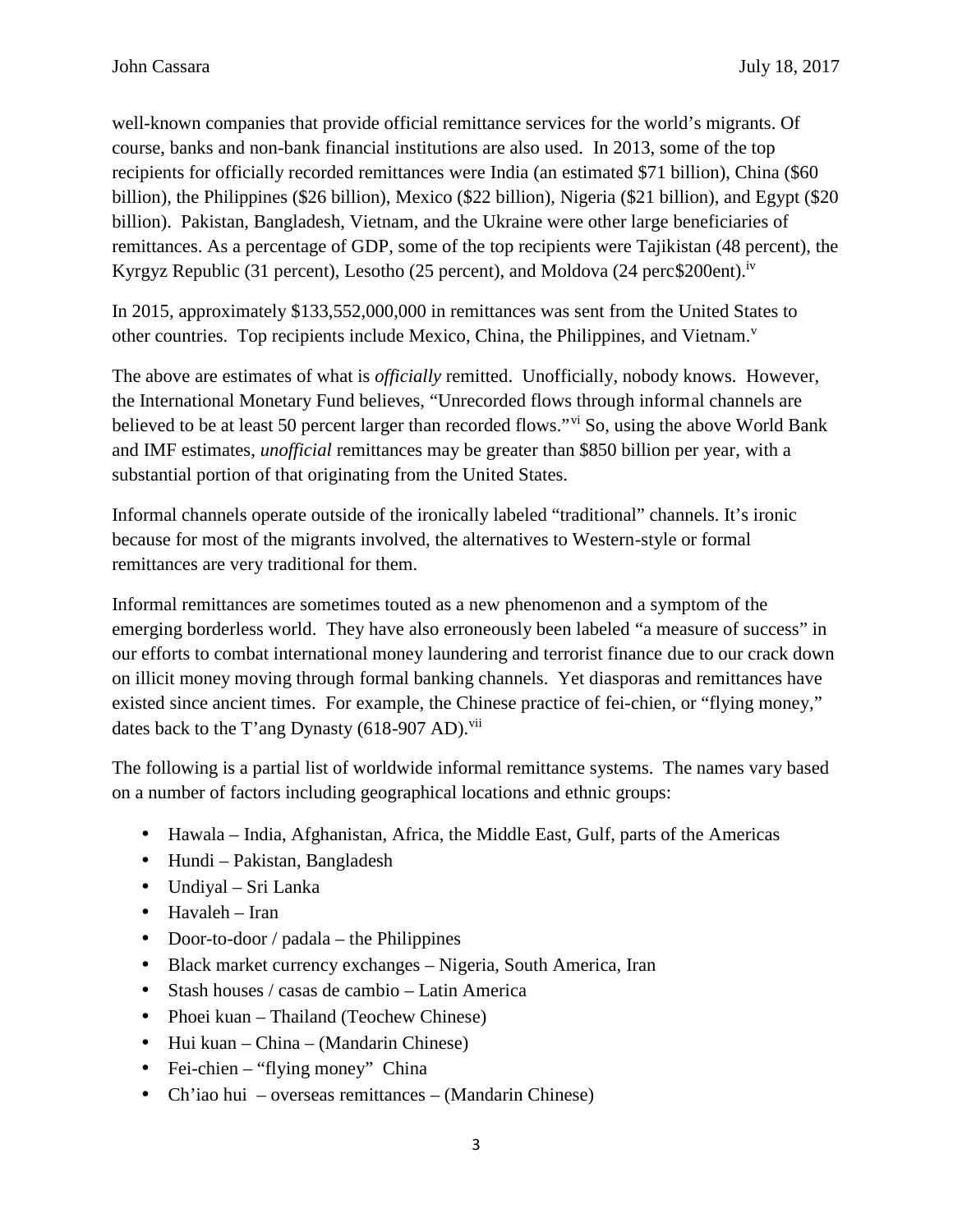well-known companies that provide official remittance services for the world's migrants. Of course, banks and non-bank financial institutions are also used. In 2013, some of the top recipients for officially recorded remittances were India (an estimated $71 billion), China ($60 billion), the Philippines ($26 billion), Mexico ($22 billion), Nigeria ($21 billion), and Egypt ($20 billion). Pakistan, Bangladesh, Vietnam, and the Ukraine were other large beneficiaries of remittances. As a percentage of GDP, some of the top recipients were Tajikistan (48 percent), the Kyrgyz Republic (31 percent), Lesotho (25 percent), and Moldova (24 perc$200ent).[iv]

In 2015, approximately $133,552,000,000 in remittances was sent from the United States to other countries. Top recipients include Mexico, China, the Philippines, and Vietnam.[v]

The above are estimates of what is *officially* remitted. Unofficially, nobody knows. However, the International Monetary Fund believes, "Unrecorded flows through informal channels are believed to be at least 50 percent larger than recorded flows."[vi] So, using the above World Bank and IMF estimates, *unofficial* remittances may be greater than $850 billion per year, with a substantial portion of that originating from the United States.

Informal channels operate outside of the ironically labeled "traditional" channels. It's ironic because for most of the migrants involved, the alternatives to Western-style or formal remittances are very traditional for them.

Informal remittances are sometimes touted as a new phenomenon and a symptom of the emerging borderless world. They have also erroneously been labeled "a measure of success" in our efforts to combat international money laundering and terrorist finance due to our crack down on illicit money moving through formal banking channels. Yet diasporas and remittances have existed since ancient times. For example, the Chinese practice of fei-chien, or "flying money," dates back to the T'ang Dynasty (618-907 AD).[vii]

The following is a partial list of worldwide informal remittance systems. The names vary based on a number of factors including geographical locations and ethnic groups:

- Hawala – India, Afghanistan, Africa, the Middle East, Gulf, parts of the Americas
- Hundi – Pakistan, Bangladesh
- Undiyal – Sri Lanka
- Havaleh – Iran
- Door-to-door / padala – the Philippines
- Black market currency exchanges – Nigeria, South America, Iran
- Stash houses / casas de cambio – Latin America
- Phoei kuan – Thailand (Teochew Chinese)
- Hui kuan – China – (Mandarin Chinese)
- Fei-chien – "flying money" China
- Ch'iao hui – overseas remittances – (Mandarin Chinese)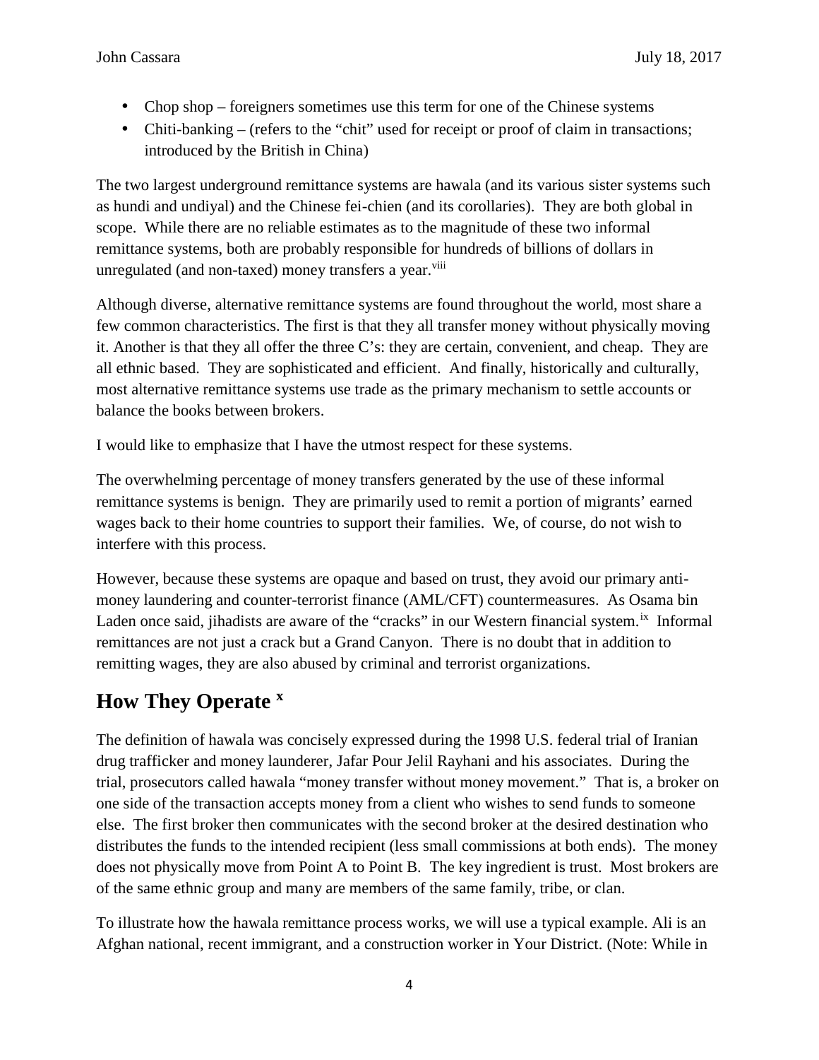- Chop shop – foreigners sometimes use this term for one of the Chinese systems
- Chiti-banking – (refers to the "chit" used for receipt or proof of claim in transactions; introduced by the British in China)

The two largest underground remittance systems are hawala (and its various sister systems such as hundi and undiyal) and the Chinese fei-chien (and its corollaries). They are both global in scope. While there are no reliable estimates as to the magnitude of these two informal remittance systems, both are probably responsible for hundreds of billions of dollars in unregulated (and non-taxed) money transfers a year.[viii]

Although diverse, alternative remittance systems are found throughout the world, most share a few common characteristics. The first is that they all transfer money without physically moving it. Another is that they all offer the three C's: they are certain, convenient, and cheap. They are all ethnic based. They are sophisticated and efficient. And finally, historically and culturally, most alternative remittance systems use trade as the primary mechanism to settle accounts or balance the books between brokers.

I would like to emphasize that I have the utmost respect for these systems.

The overwhelming percentage of money transfers generated by the use of these informal remittance systems is benign. They are primarily used to remit a portion of migrants' earned wages back to their home countries to support their families. We, of course, do not wish to interfere with this process.

However, because these systems are opaque and based on trust, they avoid our primary anti-money laundering and counter-terrorist finance (AML/CFT) countermeasures. As Osama bin Laden once said, jihadists are aware of the "cracks" in our Western financial system.[ix] Informal remittances are not just a crack but a Grand Canyon. There is no doubt that in addition to remitting wages, they are also abused by criminal and terrorist organizations.

## How They Operate [x]

The definition of hawala was concisely expressed during the 1998 U.S. federal trial of Iranian drug trafficker and money launderer, Jafar Pour Jelil Rayhani and his associates. During the trial, prosecutors called hawala "money transfer without money movement." That is, a broker on one side of the transaction accepts money from a client who wishes to send funds to someone else. The first broker then communicates with the second broker at the desired destination who distributes the funds to the intended recipient (less small commissions at both ends). The money does not physically move from Point A to Point B. The key ingredient is trust. Most brokers are of the same ethnic group and many are members of the same family, tribe, or clan.

To illustrate how the hawala remittance process works, we will use a typical example. Ali is an Afghan national, recent immigrant, and a construction worker in Your District. (Note: While in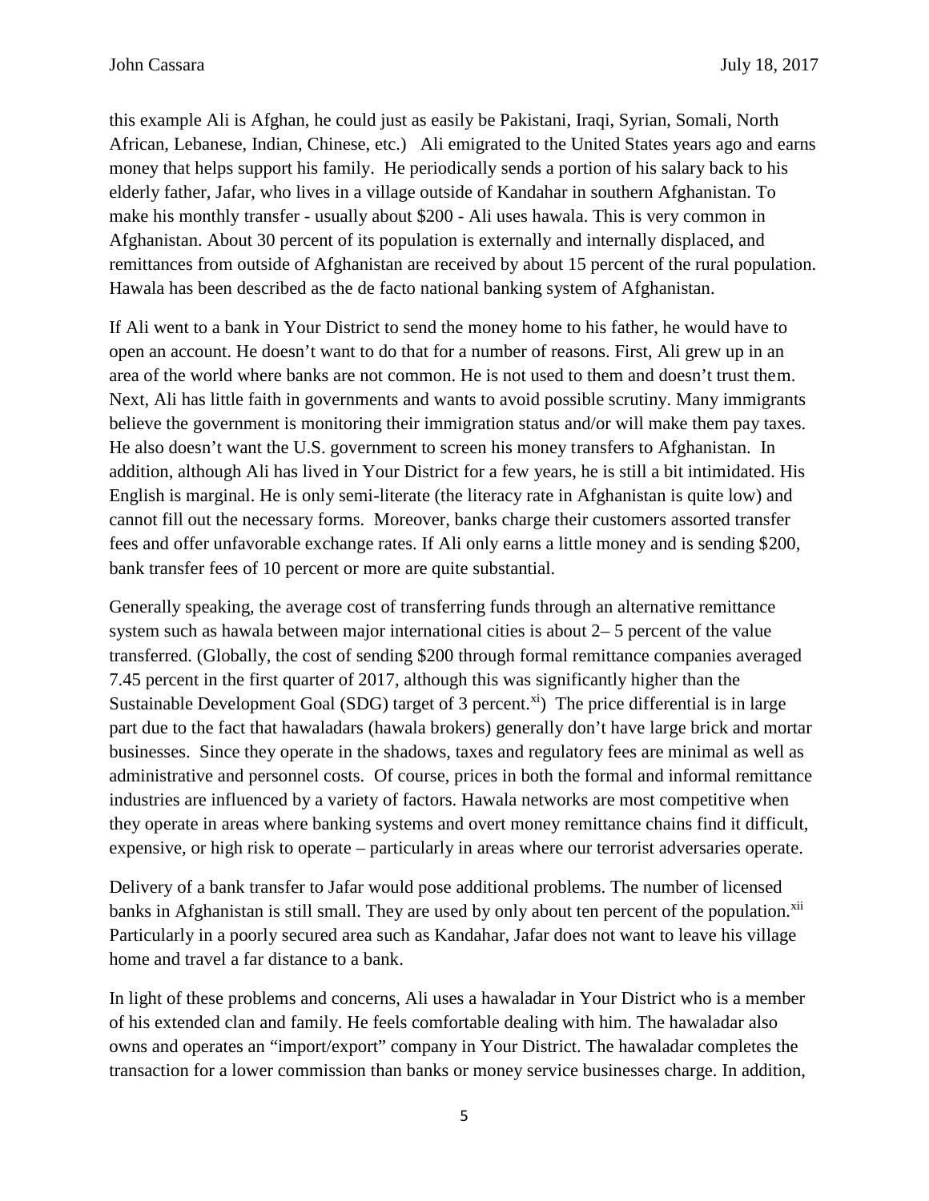this example Ali is Afghan, he could just as easily be Pakistani, Iraqi, Syrian, Somali, North African, Lebanese, Indian, Chinese, etc.) Ali emigrated to the United States years ago and earns money that helps support his family. He periodically sends a portion of his salary back to his elderly father, Jafar, who lives in a village outside of Kandahar in southern Afghanistan. To make his monthly transfer - usually about $200 - Ali uses hawala. This is very common in Afghanistan. About 30 percent of its population is externally and internally displaced, and remittances from outside of Afghanistan are received by about 15 percent of the rural population. Hawala has been described as the de facto national banking system of Afghanistan.

If Ali went to a bank in Your District to send the money home to his father, he would have to open an account. He doesn't want to do that for a number of reasons. First, Ali grew up in an area of the world where banks are not common. He is not used to them and doesn't trust them. Next, Ali has little faith in governments and wants to avoid possible scrutiny. Many immigrants believe the government is monitoring their immigration status and/or will make them pay taxes. He also doesn't want the U.S. government to screen his money transfers to Afghanistan. In addition, although Ali has lived in Your District for a few years, he is still a bit intimidated. His English is marginal. He is only semi-literate (the literacy rate in Afghanistan is quite low) and cannot fill out the necessary forms. Moreover, banks charge their customers assorted transfer fees and offer unfavorable exchange rates. If Ali only earns a little money and is sending $200, bank transfer fees of 10 percent or more are quite substantial.

Generally speaking, the average cost of transferring funds through an alternative remittance system such as hawala between major international cities is about 2– 5 percent of the value transferred. (Globally, the cost of sending $200 through formal remittance companies averaged 7.45 percent in the first quarter of 2017, although this was significantly higher than the Sustainable Development Goal (SDG) target of 3 percent.[xi]) The price differential is in large part due to the fact that hawaladars (hawala brokers) generally don't have large brick and mortar businesses. Since they operate in the shadows, taxes and regulatory fees are minimal as well as administrative and personnel costs. Of course, prices in both the formal and informal remittance industries are influenced by a variety of factors. Hawala networks are most competitive when they operate in areas where banking systems and overt money remittance chains find it difficult, expensive, or high risk to operate – particularly in areas where our terrorist adversaries operate.

Delivery of a bank transfer to Jafar would pose additional problems. The number of licensed banks in Afghanistan is still small. They are used by only about ten percent of the population.[xii] Particularly in a poorly secured area such as Kandahar, Jafar does not want to leave his village home and travel a far distance to a bank.

In light of these problems and concerns, Ali uses a hawaladar in Your District who is a member of his extended clan and family. He feels comfortable dealing with him. The hawaladar also owns and operates an "import/export" company in Your District. The hawaladar completes the transaction for a lower commission than banks or money service businesses charge. In addition,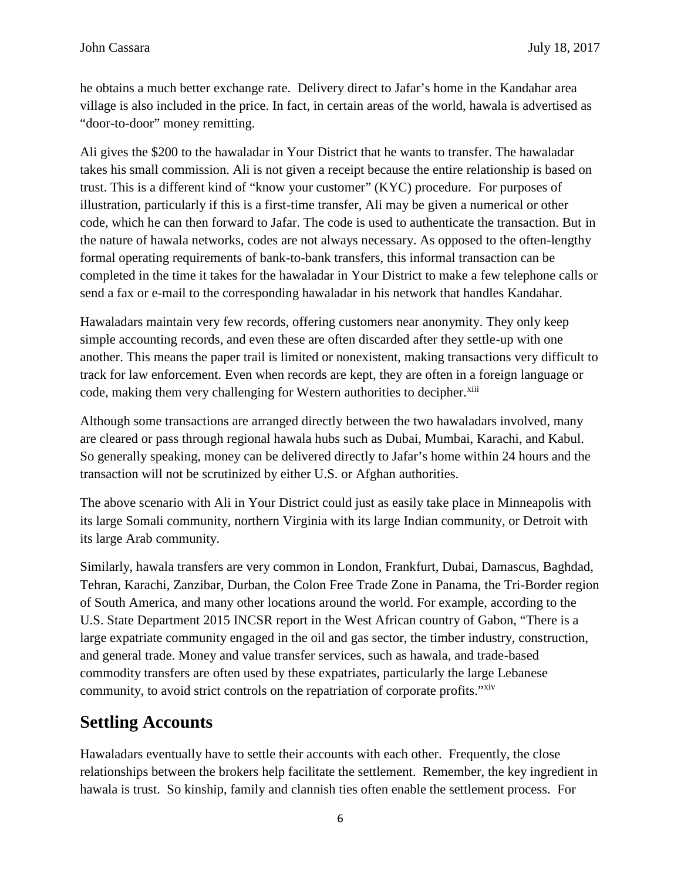he obtains a much better exchange rate. Delivery direct to Jafar's home in the Kandahar area village is also included in the price. In fact, in certain areas of the world, hawala is advertised as "door-to-door" money remitting.

Ali gives the $200 to the hawaladar in Your District that he wants to transfer. The hawaladar takes his small commission. Ali is not given a receipt because the entire relationship is based on trust. This is a different kind of "know your customer" (KYC) procedure. For purposes of illustration, particularly if this is a first-time transfer, Ali may be given a numerical or other code, which he can then forward to Jafar. The code is used to authenticate the transaction. But in the nature of hawala networks, codes are not always necessary. As opposed to the often-lengthy formal operating requirements of bank-to-bank transfers, this informal transaction can be completed in the time it takes for the hawaladar in Your District to make a few telephone calls or send a fax or e-mail to the corresponding hawaladar in his network that handles Kandahar.

Hawaladars maintain very few records, offering customers near anonymity. They only keep simple accounting records, and even these are often discarded after they settle-up with one another. This means the paper trail is limited or nonexistent, making transactions very difficult to track for law enforcement. Even when records are kept, they are often in a foreign language or code, making them very challenging for Western authorities to decipher.[xiii]

Although some transactions are arranged directly between the two hawaladars involved, many are cleared or pass through regional hawala hubs such as Dubai, Mumbai, Karachi, and Kabul. So generally speaking, money can be delivered directly to Jafar's home within 24 hours and the transaction will not be scrutinized by either U.S. or Afghan authorities.

The above scenario with Ali in Your District could just as easily take place in Minneapolis with its large Somali community, northern Virginia with its large Indian community, or Detroit with its large Arab community.

Similarly, hawala transfers are very common in London, Frankfurt, Dubai, Damascus, Baghdad, Tehran, Karachi, Zanzibar, Durban, the Colon Free Trade Zone in Panama, the Tri-Border region of South America, and many other locations around the world. For example, according to the U.S. State Department 2015 INCSR report in the West African country of Gabon, "There is a large expatriate community engaged in the oil and gas sector, the timber industry, construction, and general trade. Money and value transfer services, such as hawala, and trade-based commodity transfers are often used by these expatriates, particularly the large Lebanese community, to avoid strict controls on the repatriation of corporate profits."[xiv]

## Settling Accounts

Hawaladars eventually have to settle their accounts with each other. Frequently, the close relationships between the brokers help facilitate the settlement. Remember, the key ingredient in hawala is trust. So kinship, family and clannish ties often enable the settlement process. For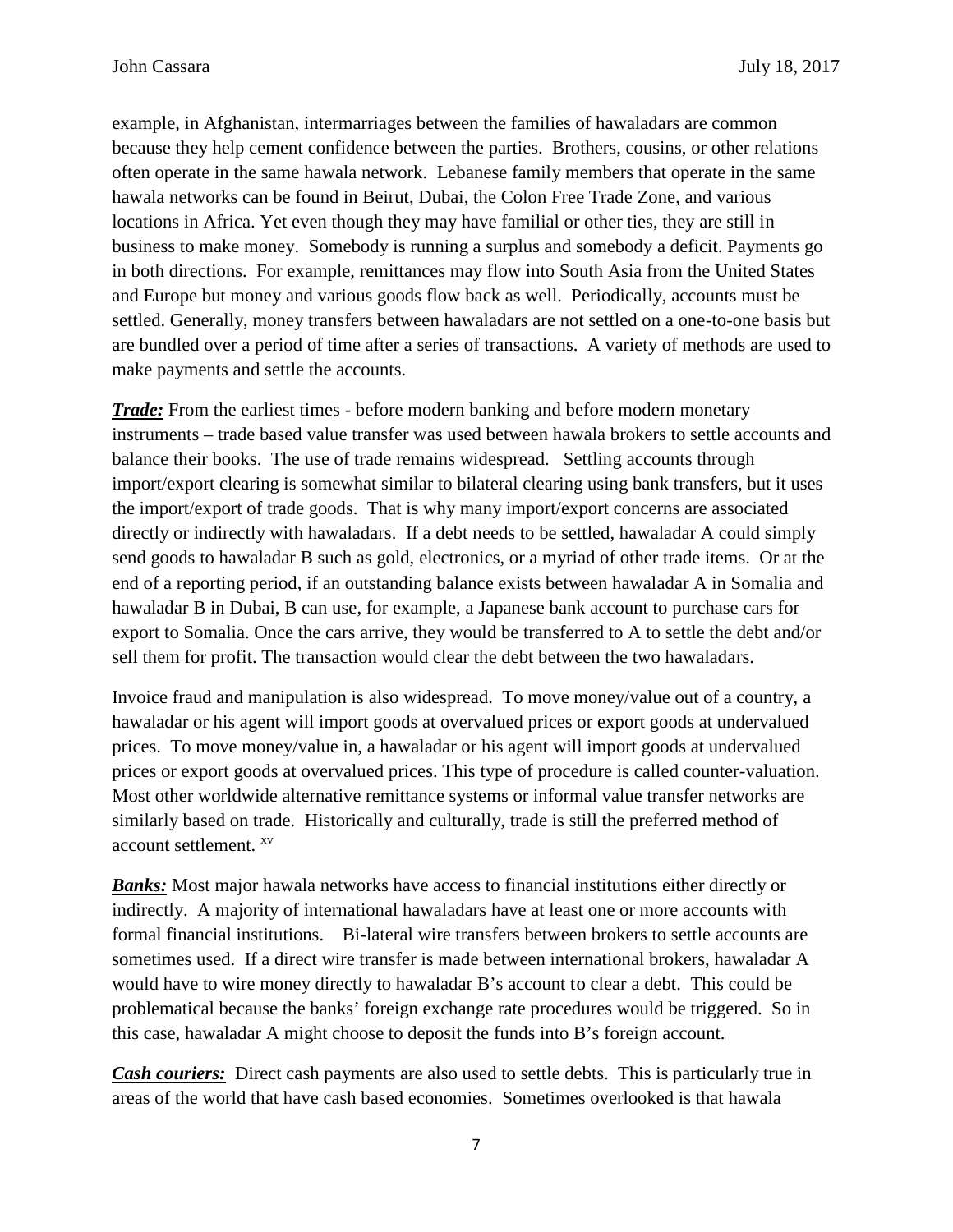example, in Afghanistan, intermarriages between the families of hawaladars are common because they help cement confidence between the parties. Brothers, cousins, or other relations often operate in the same hawala network. Lebanese family members that operate in the same hawala networks can be found in Beirut, Dubai, the Colon Free Trade Zone, and various locations in Africa. Yet even though they may have familial or other ties, they are still in business to make money. Somebody is running a surplus and somebody a deficit. Payments go in both directions. For example, remittances may flow into South Asia from the United States and Europe but money and various goods flow back as well. Periodically, accounts must be settled. Generally, money transfers between hawaladars are not settled on a one-to-one basis but are bundled over a period of time after a series of transactions. A variety of methods are used to make payments and settle the accounts.

***Trade:*** From the earliest times - before modern banking and before modern monetary instruments – trade based value transfer was used between hawala brokers to settle accounts and balance their books. The use of trade remains widespread. Settling accounts through import/export clearing is somewhat similar to bilateral clearing using bank transfers, but it uses the import/export of trade goods. That is why many import/export concerns are associated directly or indirectly with hawaladars. If a debt needs to be settled, hawaladar A could simply send goods to hawaladar B such as gold, electronics, or a myriad of other trade items. Or at the end of a reporting period, if an outstanding balance exists between hawaladar A in Somalia and hawaladar B in Dubai, B can use, for example, a Japanese bank account to purchase cars for export to Somalia. Once the cars arrive, they would be transferred to A to settle the debt and/or sell them for profit. The transaction would clear the debt between the two hawaladars.

Invoice fraud and manipulation is also widespread. To move money/value out of a country, a hawaladar or his agent will import goods at overvalued prices or export goods at undervalued prices. To move money/value in, a hawaladar or his agent will import goods at undervalued prices or export goods at overvalued prices. This type of procedure is called counter-valuation. Most other worldwide alternative remittance systems or informal value transfer networks are similarly based on trade. Historically and culturally, trade is still the preferred method of account settlement. [xv]

***Banks:*** Most major hawala networks have access to financial institutions either directly or indirectly. A majority of international hawaladars have at least one or more accounts with formal financial institutions. Bi-lateral wire transfers between brokers to settle accounts are sometimes used. If a direct wire transfer is made between international brokers, hawaladar A would have to wire money directly to hawaladar B's account to clear a debt. This could be problematical because the banks' foreign exchange rate procedures would be triggered. So in this case, hawaladar A might choose to deposit the funds into B's foreign account.

***Cash couriers:*** Direct cash payments are also used to settle debts. This is particularly true in areas of the world that have cash based economies. Sometimes overlooked is that hawala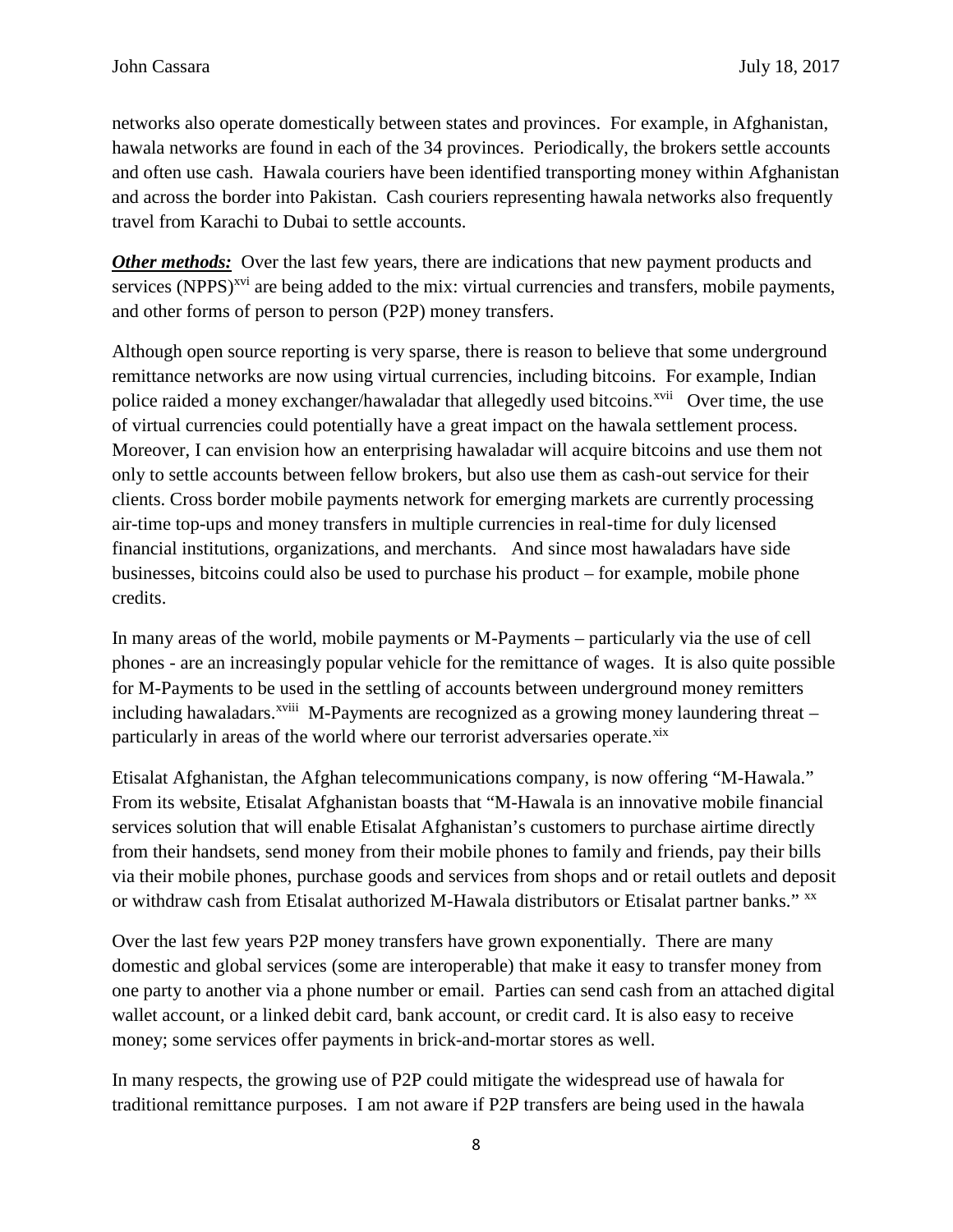networks also operate domestically between states and provinces. For example, in Afghanistan, hawala networks are found in each of the 34 provinces. Periodically, the brokers settle accounts and often use cash. Hawala couriers have been identified transporting money within Afghanistan and across the border into Pakistan. Cash couriers representing hawala networks also frequently travel from Karachi to Dubai to settle accounts.

***Other methods:*** Over the last few years, there are indications that new payment products and services (NPPS)[xvi] are being added to the mix: virtual currencies and transfers, mobile payments, and other forms of person to person (P2P) money transfers.

Although open source reporting is very sparse, there is reason to believe that some underground remittance networks are now using virtual currencies, including bitcoins. For example, Indian police raided a money exchanger/hawaladar that allegedly used bitcoins.[xvii] Over time, the use of virtual currencies could potentially have a great impact on the hawala settlement process. Moreover, I can envision how an enterprising hawaladar will acquire bitcoins and use them not only to settle accounts between fellow brokers, but also use them as cash-out service for their clients. Cross border mobile payments network for emerging markets are currently processing air-time top-ups and money transfers in multiple currencies in real-time for duly licensed financial institutions, organizations, and merchants. And since most hawaladars have side businesses, bitcoins could also be used to purchase his product – for example, mobile phone credits.

In many areas of the world, mobile payments or M-Payments – particularly via the use of cell phones - are an increasingly popular vehicle for the remittance of wages. It is also quite possible for M-Payments to be used in the settling of accounts between underground money remitters including hawaladars.[xviii] M-Payments are recognized as a growing money laundering threat – particularly in areas of the world where our terrorist adversaries operate.[xix]

Etisalat Afghanistan, the Afghan telecommunications company, is now offering "M-Hawala." From its website, Etisalat Afghanistan boasts that "M-Hawala is an innovative mobile financial services solution that will enable Etisalat Afghanistan's customers to purchase airtime directly from their handsets, send money from their mobile phones to family and friends, pay their bills via their mobile phones, purchase goods and services from shops and or retail outlets and deposit or withdraw cash from Etisalat authorized M-Hawala distributors or Etisalat partner banks." [xx]

Over the last few years P2P money transfers have grown exponentially. There are many domestic and global services (some are interoperable) that make it easy to transfer money from one party to another via a phone number or email. Parties can send cash from an attached digital wallet account, or a linked debit card, bank account, or credit card. It is also easy to receive money; some services offer payments in brick-and-mortar stores as well.

In many respects, the growing use of P2P could mitigate the widespread use of hawala for traditional remittance purposes. I am not aware if P2P transfers are being used in the hawala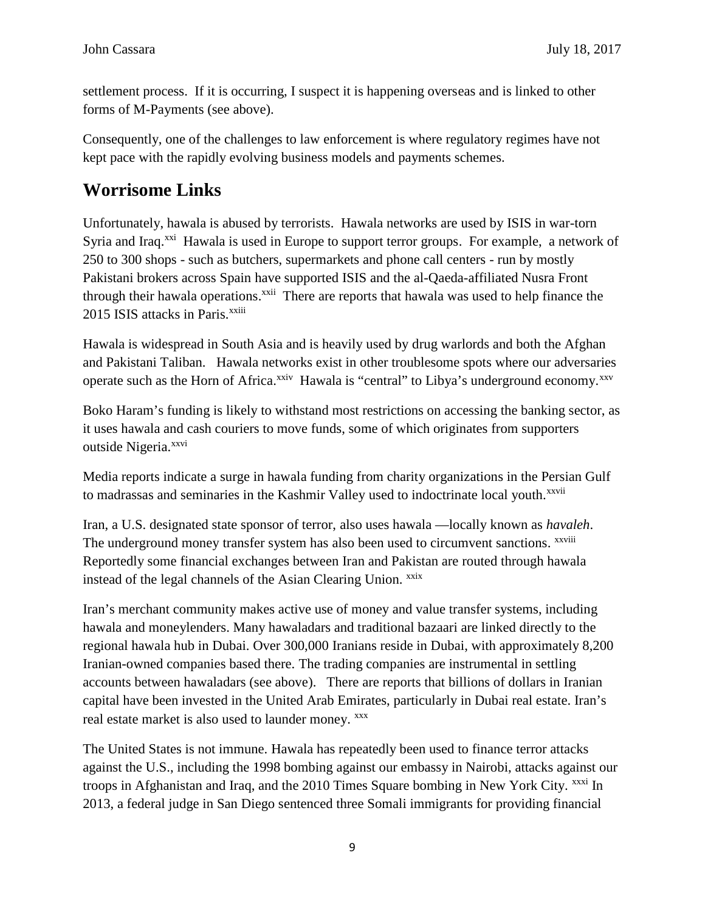settlement process. If it is occurring, I suspect it is happening overseas and is linked to other forms of M-Payments (see above).

Consequently, one of the challenges to law enforcement is where regulatory regimes have not kept pace with the rapidly evolving business models and payments schemes.

## Worrisome Links

Unfortunately, hawala is abused by terrorists. Hawala networks are used by ISIS in war-torn Syria and Iraq.[xxi] Hawala is used in Europe to support terror groups. For example, a network of 250 to 300 shops - such as butchers, supermarkets and phone call centers - run by mostly Pakistani brokers across Spain have supported ISIS and the al-Qaeda-affiliated Nusra Front through their hawala operations.[xxii] There are reports that hawala was used to help finance the 2015 ISIS attacks in Paris.[xxiii]

Hawala is widespread in South Asia and is heavily used by drug warlords and both the Afghan and Pakistani Taliban. Hawala networks exist in other troublesome spots where our adversaries operate such as the Horn of Africa.[xxiv] Hawala is "central" to Libya's underground economy.[xxv]

Boko Haram's funding is likely to withstand most restrictions on accessing the banking sector, as it uses hawala and cash couriers to move funds, some of which originates from supporters outside Nigeria.[xxvi]

Media reports indicate a surge in hawala funding from charity organizations in the Persian Gulf to madrassas and seminaries in the Kashmir Valley used to indoctrinate local youth.[xxvii]

Iran, a U.S. designated state sponsor of terror, also uses hawala —locally known as *havaleh*. The underground money transfer system has also been used to circumvent sanctions.[xxviii] Reportedly some financial exchanges between Iran and Pakistan are routed through hawala instead of the legal channels of the Asian Clearing Union.[xxix]

Iran's merchant community makes active use of money and value transfer systems, including hawala and moneylenders. Many hawaladars and traditional bazaari are linked directly to the regional hawala hub in Dubai. Over 300,000 Iranians reside in Dubai, with approximately 8,200 Iranian-owned companies based there. The trading companies are instrumental in settling accounts between hawaladars (see above). There are reports that billions of dollars in Iranian capital have been invested in the United Arab Emirates, particularly in Dubai real estate. Iran's real estate market is also used to launder money.[xxx]

The United States is not immune. Hawala has repeatedly been used to finance terror attacks against the U.S., including the 1998 bombing against our embassy in Nairobi, attacks against our troops in Afghanistan and Iraq, and the 2010 Times Square bombing in New York City.[xxxi] In 2013, a federal judge in San Diego sentenced three Somali immigrants for providing financial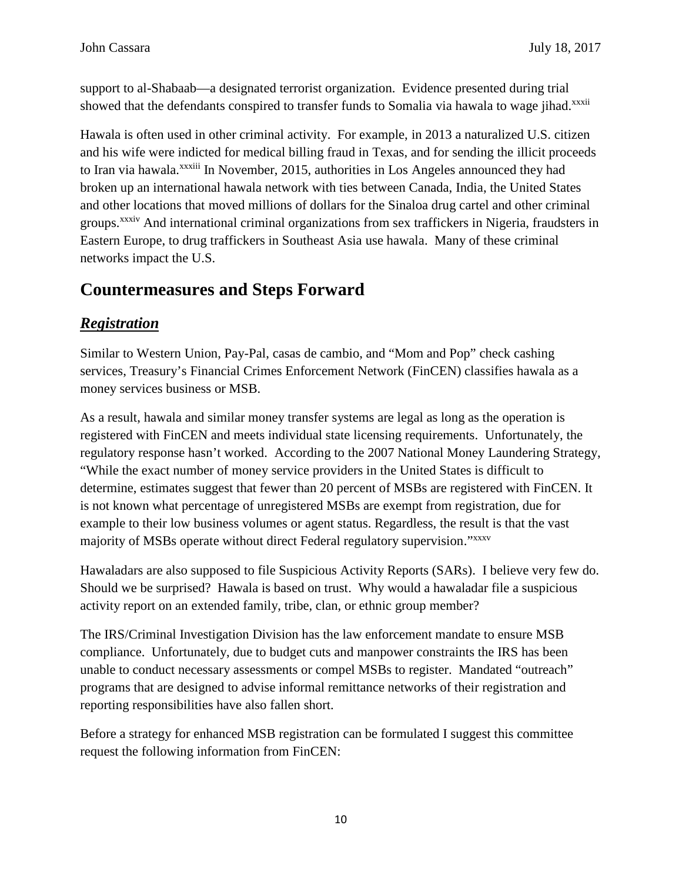support to al-Shabaab—a designated terrorist organization. Evidence presented during trial showed that the defendants conspired to transfer funds to Somalia via hawala to wage jihad.[xxxii]

Hawala is often used in other criminal activity. For example, in 2013 a naturalized U.S. citizen and his wife were indicted for medical billing fraud in Texas, and for sending the illicit proceeds to Iran via hawala.[xxxiii] In November, 2015, authorities in Los Angeles announced they had broken up an international hawala network with ties between Canada, India, the United States and other locations that moved millions of dollars for the Sinaloa drug cartel and other criminal groups.[xxxiv] And international criminal organizations from sex traffickers in Nigeria, fraudsters in Eastern Europe, to drug traffickers in Southeast Asia use hawala. Many of these criminal networks impact the U.S.

## Countermeasures and Steps Forward

### ***Registration***

Similar to Western Union, Pay-Pal, casas de cambio, and "Mom and Pop" check cashing services, Treasury's Financial Crimes Enforcement Network (FinCEN) classifies hawala as a money services business or MSB.

As a result, hawala and similar money transfer systems are legal as long as the operation is registered with FinCEN and meets individual state licensing requirements. Unfortunately, the regulatory response hasn't worked. According to the 2007 National Money Laundering Strategy, "While the exact number of money service providers in the United States is difficult to determine, estimates suggest that fewer than 20 percent of MSBs are registered with FinCEN. It is not known what percentage of unregistered MSBs are exempt from registration, due for example to their low business volumes or agent status. Regardless, the result is that the vast majority of MSBs operate without direct Federal regulatory supervision."[xxxv]

Hawaladars are also supposed to file Suspicious Activity Reports (SARs). I believe very few do. Should we be surprised? Hawala is based on trust. Why would a hawaladar file a suspicious activity report on an extended family, tribe, clan, or ethnic group member?

The IRS/Criminal Investigation Division has the law enforcement mandate to ensure MSB compliance. Unfortunately, due to budget cuts and manpower constraints the IRS has been unable to conduct necessary assessments or compel MSBs to register. Mandated "outreach" programs that are designed to advise informal remittance networks of their registration and reporting responsibilities have also fallen short.

Before a strategy for enhanced MSB registration can be formulated I suggest this committee request the following information from FinCEN: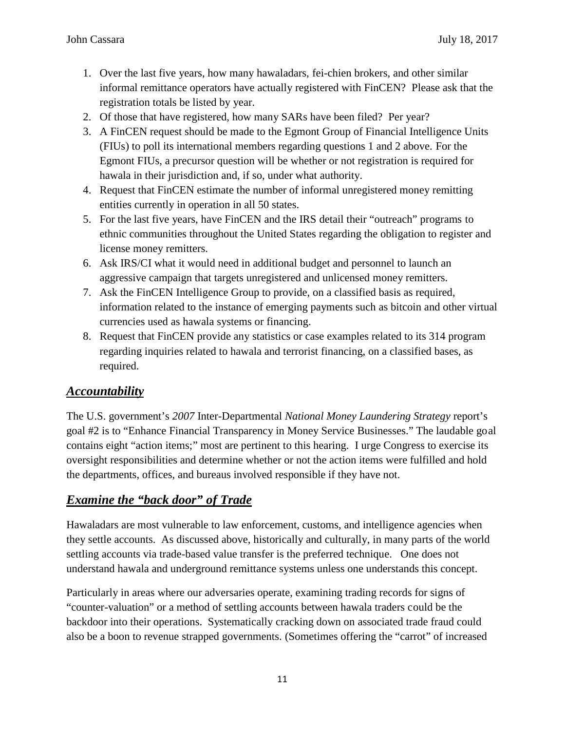1. Over the last five years, how many hawaladars, fei-chien brokers, and other similar informal remittance operators have actually registered with FinCEN? Please ask that the registration totals be listed by year.
2. Of those that have registered, how many SARs have been filed? Per year?
3. A FinCEN request should be made to the Egmont Group of Financial Intelligence Units (FIUs) to poll its international members regarding questions 1 and 2 above. For the Egmont FIUs, a precursor question will be whether or not registration is required for hawala in their jurisdiction and, if so, under what authority.
4. Request that FinCEN estimate the number of informal unregistered money remitting entities currently in operation in all 50 states.
5. For the last five years, have FinCEN and the IRS detail their "outreach" programs to ethnic communities throughout the United States regarding the obligation to register and license money remitters.
6. Ask IRS/CI what it would need in additional budget and personnel to launch an aggressive campaign that targets unregistered and unlicensed money remitters.
7. Ask the FinCEN Intelligence Group to provide, on a classified basis as required, information related to the instance of emerging payments such as bitcoin and other virtual currencies used as hawala systems or financing.
8. Request that FinCEN provide any statistics or case examples related to its 314 program regarding inquiries related to hawala and terrorist financing, on a classified bases, as required.

## ***Accountability***

The U.S. government's *2007* Inter-Departmental *National Money Laundering Strategy* report's goal #2 is to "Enhance Financial Transparency in Money Service Businesses." The laudable goal contains eight "action items;" most are pertinent to this hearing. I urge Congress to exercise its oversight responsibilities and determine whether or not the action items were fulfilled and hold the departments, offices, and bureaus involved responsible if they have not.

## ***Examine the "back door" of Trade***

Hawaladars are most vulnerable to law enforcement, customs, and intelligence agencies when they settle accounts. As discussed above, historically and culturally, in many parts of the world settling accounts via trade-based value transfer is the preferred technique. One does not understand hawala and underground remittance systems unless one understands this concept.

Particularly in areas where our adversaries operate, examining trading records for signs of "counter-valuation" or a method of settling accounts between hawala traders could be the backdoor into their operations. Systematically cracking down on associated trade fraud could also be a boon to revenue strapped governments. (Sometimes offering the "carrot" of increased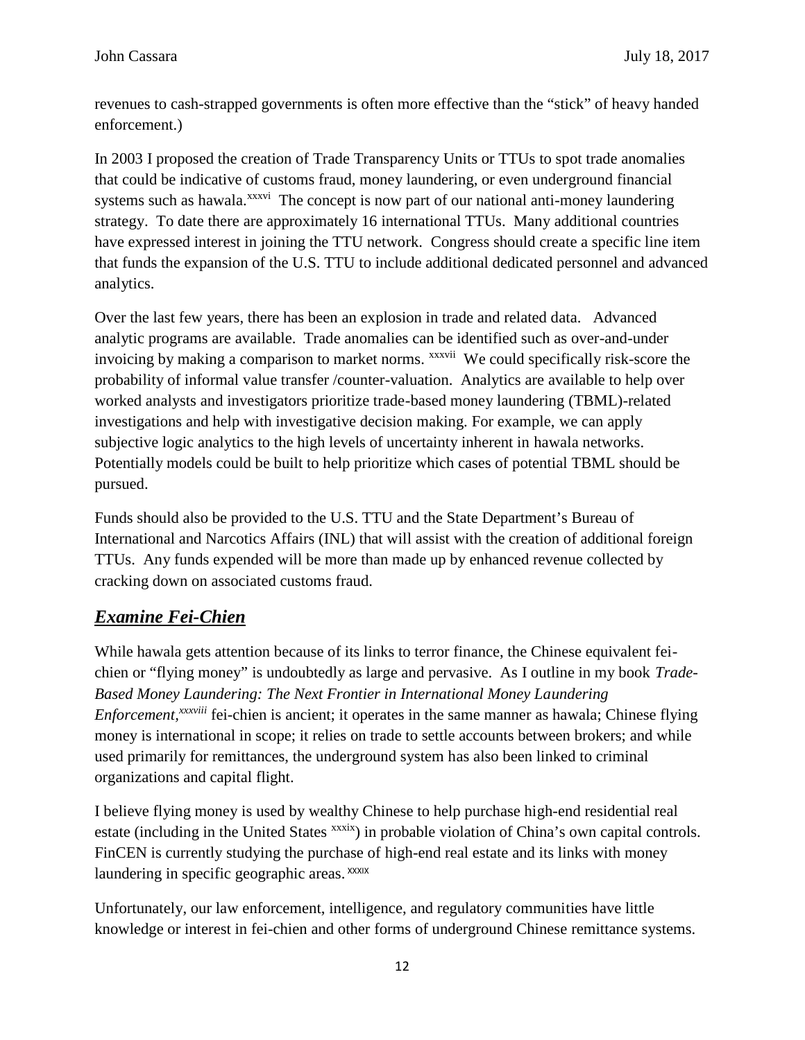revenues to cash-strapped governments is often more effective than the "stick" of heavy handed enforcement.)

In 2003 I proposed the creation of Trade Transparency Units or TTUs to spot trade anomalies that could be indicative of customs fraud, money laundering, or even underground financial systems such as hawala.[xxxvi] The concept is now part of our national anti-money laundering strategy. To date there are approximately 16 international TTUs. Many additional countries have expressed interest in joining the TTU network. Congress should create a specific line item that funds the expansion of the U.S. TTU to include additional dedicated personnel and advanced analytics.

Over the last few years, there has been an explosion in trade and related data. Advanced analytic programs are available. Trade anomalies can be identified such as over-and-under invoicing by making a comparison to market norms. [xxxvii] We could specifically risk-score the probability of informal value transfer /counter-valuation. Analytics are available to help over worked analysts and investigators prioritize trade-based money laundering (TBML)-related investigations and help with investigative decision making. For example, we can apply subjective logic analytics to the high levels of uncertainty inherent in hawala networks. Potentially models could be built to help prioritize which cases of potential TBML should be pursued.

Funds should also be provided to the U.S. TTU and the State Department's Bureau of International and Narcotics Affairs (INL) that will assist with the creation of additional foreign TTUs. Any funds expended will be more than made up by enhanced revenue collected by cracking down on associated customs fraud.

## ***Examine Fei-Chien***

While hawala gets attention because of its links to terror finance, the Chinese equivalent fei-chien or "flying money" is undoubtedly as large and pervasive. As I outline in my book *Trade-Based Money Laundering: The Next Frontier in International Money Laundering Enforcement*,[xxxviii] fei-chien is ancient; it operates in the same manner as hawala; Chinese flying money is international in scope; it relies on trade to settle accounts between brokers; and while used primarily for remittances, the underground system has also been linked to criminal organizations and capital flight.

I believe flying money is used by wealthy Chinese to help purchase high-end residential real estate (including in the United States [xxxix]) in probable violation of China's own capital controls. FinCEN is currently studying the purchase of high-end real estate and its links with money laundering in specific geographic areas. [xxxix]

Unfortunately, our law enforcement, intelligence, and regulatory communities have little knowledge or interest in fei-chien and other forms of underground Chinese remittance systems.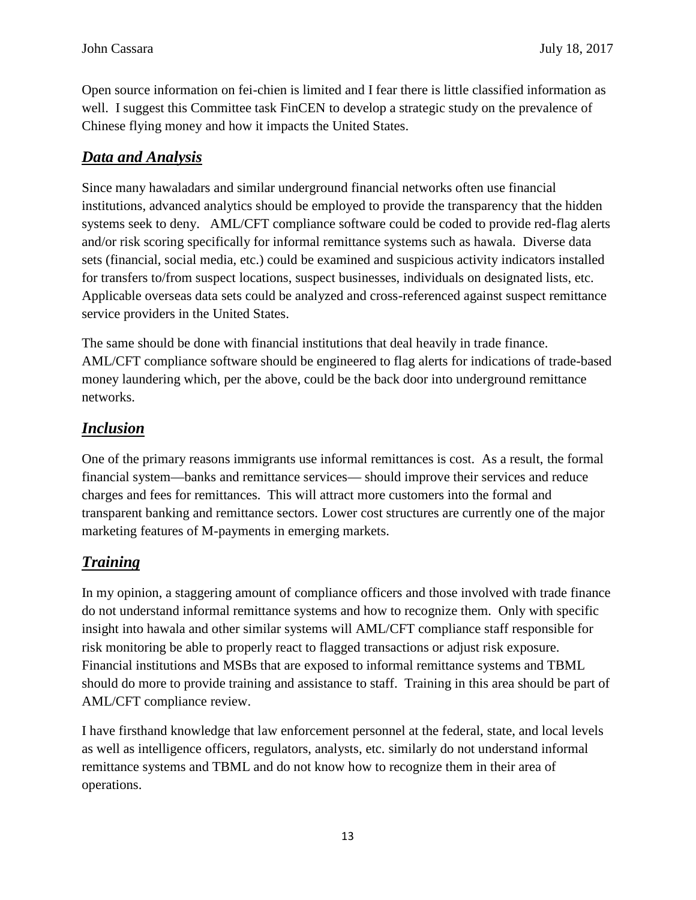Open source information on fei-chien is limited and I fear there is little classified information as well. I suggest this Committee task FinCEN to develop a strategic study on the prevalence of Chinese flying money and how it impacts the United States.

## ***Data and Analysis***

Since many hawaladars and similar underground financial networks often use financial institutions, advanced analytics should be employed to provide the transparency that the hidden systems seek to deny. AML/CFT compliance software could be coded to provide red-flag alerts and/or risk scoring specifically for informal remittance systems such as hawala. Diverse data sets (financial, social media, etc.) could be examined and suspicious activity indicators installed for transfers to/from suspect locations, suspect businesses, individuals on designated lists, etc. Applicable overseas data sets could be analyzed and cross-referenced against suspect remittance service providers in the United States.

The same should be done with financial institutions that deal heavily in trade finance. AML/CFT compliance software should be engineered to flag alerts for indications of trade-based money laundering which, per the above, could be the back door into underground remittance networks.

## ***Inclusion***

One of the primary reasons immigrants use informal remittances is cost. As a result, the formal financial system—banks and remittance services— should improve their services and reduce charges and fees for remittances. This will attract more customers into the formal and transparent banking and remittance sectors. Lower cost structures are currently one of the major marketing features of M-payments in emerging markets.

## ***Training***

In my opinion, a staggering amount of compliance officers and those involved with trade finance do not understand informal remittance systems and how to recognize them. Only with specific insight into hawala and other similar systems will AML/CFT compliance staff responsible for risk monitoring be able to properly react to flagged transactions or adjust risk exposure. Financial institutions and MSBs that are exposed to informal remittance systems and TBML should do more to provide training and assistance to staff. Training in this area should be part of AML/CFT compliance review.

I have firsthand knowledge that law enforcement personnel at the federal, state, and local levels as well as intelligence officers, regulators, analysts, etc. similarly do not understand informal remittance systems and TBML and do not know how to recognize them in their area of operations.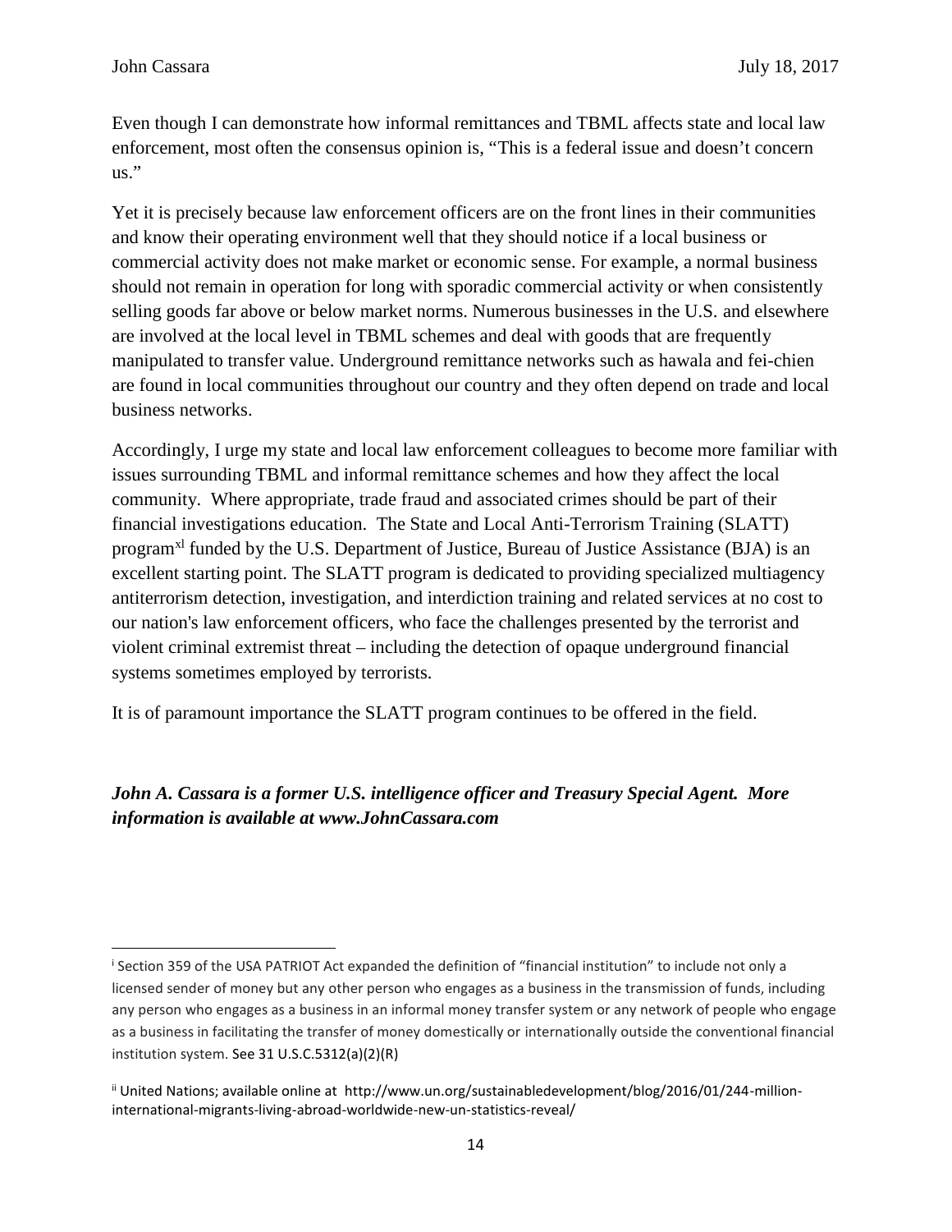Even though I can demonstrate how informal remittances and TBML affects state and local law enforcement, most often the consensus opinion is, "This is a federal issue and doesn't concern us."

Yet it is precisely because law enforcement officers are on the front lines in their communities and know their operating environment well that they should notice if a local business or commercial activity does not make market or economic sense. For example, a normal business should not remain in operation for long with sporadic commercial activity or when consistently selling goods far above or below market norms. Numerous businesses in the U.S. and elsewhere are involved at the local level in TBML schemes and deal with goods that are frequently manipulated to transfer value. Underground remittance networks such as hawala and fei-chien are found in local communities throughout our country and they often depend on trade and local business networks.

Accordingly, I urge my state and local law enforcement colleagues to become more familiar with issues surrounding TBML and informal remittance schemes and how they affect the local community. Where appropriate, trade fraud and associated crimes should be part of their financial investigations education. The State and Local Anti-Terrorism Training (SLATT) program[xl] funded by the U.S. Department of Justice, Bureau of Justice Assistance (BJA) is an excellent starting point. The SLATT program is dedicated to providing specialized multiagency antiterrorism detection, investigation, and interdiction training and related services at no cost to our nation's law enforcement officers, who face the challenges presented by the terrorist and violent criminal extremist threat – including the detection of opaque underground financial systems sometimes employed by terrorists.

It is of paramount importance the SLATT program continues to be offered in the field.

***John A. Cassara is a former U.S. intelligence officer and Treasury Special Agent. More information is available at www.JohnCassara.com***

---

[i] Section 359 of the USA PATRIOT Act expanded the definition of "financial institution" to include not only a licensed sender of money but any other person who engages as a business in the transmission of funds, including any person who engages as a business in an informal money transfer system or any network of people who engage as a business in facilitating the transfer of money domestically or internationally outside the conventional financial institution system. See 31 U.S.C.5312(a)(2)(R)

[ii] United Nations; available online at http://www.un.org/sustainabledevelopment/blog/2016/01/244-million-international-migrants-living-abroad-worldwide-new-un-statistics-reveal/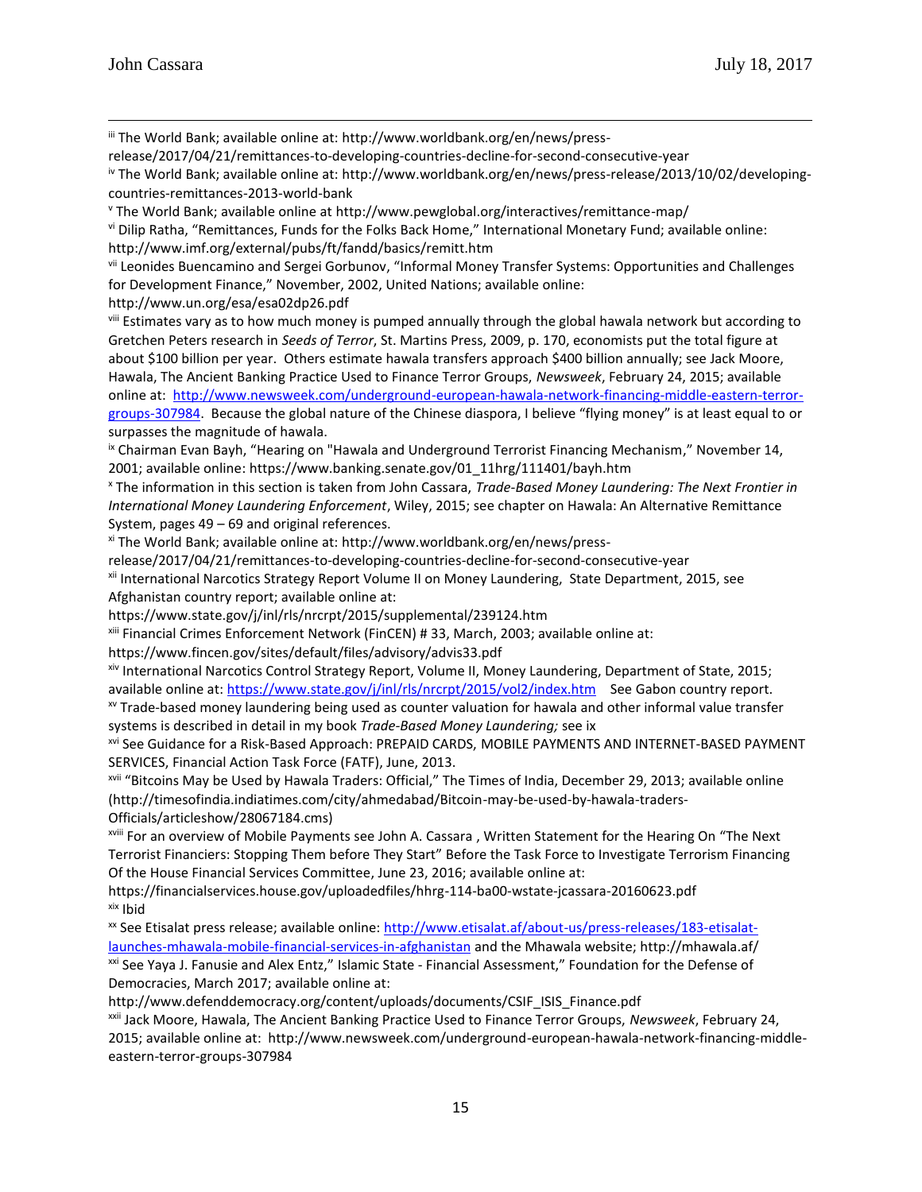[iii] The World Bank; available online at: http://www.worldbank.org/en/news/press-release/2017/04/21/remittances-to-developing-countries-decline-for-second-consecutive-year

[iv] The World Bank; available online at: http://www.worldbank.org/en/news/press-release/2013/10/02/developing-countries-remittances-2013-world-bank

[v] The World Bank; available online at http://www.pewglobal.org/interactives/remittance-map/

[vi] Dilip Ratha, "Remittances, Funds for the Folks Back Home," International Monetary Fund; available online: http://www.imf.org/external/pubs/ft/fandd/basics/remitt.htm

[vii] Leonides Buencamino and Sergei Gorbunov, "Informal Money Transfer Systems: Opportunities and Challenges for Development Finance," November, 2002, United Nations; available online: http://www.un.org/esa/esa02dp26.pdf

[viii] Estimates vary as to how much money is pumped annually through the global hawala network but according to Gretchen Peters research in *Seeds of Terror*, St. Martins Press, 2009, p. 170, economists put the total figure at about $100 billion per year. Others estimate hawala transfers approach $400 billion annually; see Jack Moore, Hawala, The Ancient Banking Practice Used to Finance Terror Groups, *Newsweek*, February 24, 2015; available online at: http://www.newsweek.com/underground-european-hawala-network-financing-middle-eastern-terror-groups-307984. Because the global nature of the Chinese diaspora, I believe "flying money" is at least equal to or surpasses the magnitude of hawala.

[ix] Chairman Evan Bayh, "Hearing on "Hawala and Underground Terrorist Financing Mechanism," November 14, 2001; available online: https://www.banking.senate.gov/01_11hrg/111401/bayh.htm

[x] The information in this section is taken from John Cassara, *Trade-Based Money Laundering: The Next Frontier in International Money Laundering Enforcement*, Wiley, 2015; see chapter on Hawala: An Alternative Remittance System, pages 49 – 69 and original references.

[xi] The World Bank; available online at: http://www.worldbank.org/en/news/press-release/2017/04/21/remittances-to-developing-countries-decline-for-second-consecutive-year

[xii] International Narcotics Strategy Report Volume II on Money Laundering, State Department, 2015, see Afghanistan country report; available online at: https://www.state.gov/j/inl/rls/nrcrpt/2015/supplemental/239124.htm

[xiii] Financial Crimes Enforcement Network (FinCEN) # 33, March, 2003; available online at: https://www.fincen.gov/sites/default/files/advisory/advis33.pdf

[xiv] International Narcotics Control Strategy Report, Volume II, Money Laundering, Department of State, 2015; available online at: https://www.state.gov/j/inl/rls/nrcrpt/2015/vol2/index.htm See Gabon country report.

[xv] Trade-based money laundering being used as counter valuation for hawala and other informal value transfer systems is described in detail in my book *Trade-Based Money Laundering;* see ix

[xvi] See Guidance for a Risk-Based Approach: PREPAID CARDS, MOBILE PAYMENTS AND INTERNET-BASED PAYMENT SERVICES, Financial Action Task Force (FATF), June, 2013.

[xvii] "Bitcoins May be Used by Hawala Traders: Official," The Times of India, December 29, 2013; available online (http://timesofindia.indiatimes.com/city/ahmedabad/Bitcoin-may-be-used-by-hawala-traders-Officials/articleshow/28067184.cms)

[xviii] For an overview of Mobile Payments see John A. Cassara , Written Statement for the Hearing On "The Next Terrorist Financiers: Stopping Them before They Start" Before the Task Force to Investigate Terrorism Financing Of the House Financial Services Committee, June 23, 2016; available online at: https://financialservices.house.gov/uploadedfiles/hhrg-114-ba00-wstate-jcassara-20160623.pdf

[xix] Ibid

[xx] See Etisalat press release; available online: http://www.etisalat.af/about-us/press-releases/183-etisalat-launches-mhawala-mobile-financial-services-in-afghanistan and the Mhawala website; http://mhawala.af/

[xxi] See Yaya J. Fanusie and Alex Entz," Islamic State - Financial Assessment," Foundation for the Defense of Democracies, March 2017; available online at: http://www.defenddemocracy.org/content/uploads/documents/CSIF_ISIS_Finance.pdf

[xxii] Jack Moore, Hawala, The Ancient Banking Practice Used to Finance Terror Groups, *Newsweek*, February 24, 2015; available online at: http://www.newsweek.com/underground-european-hawala-network-financing-middle-eastern-terror-groups-307984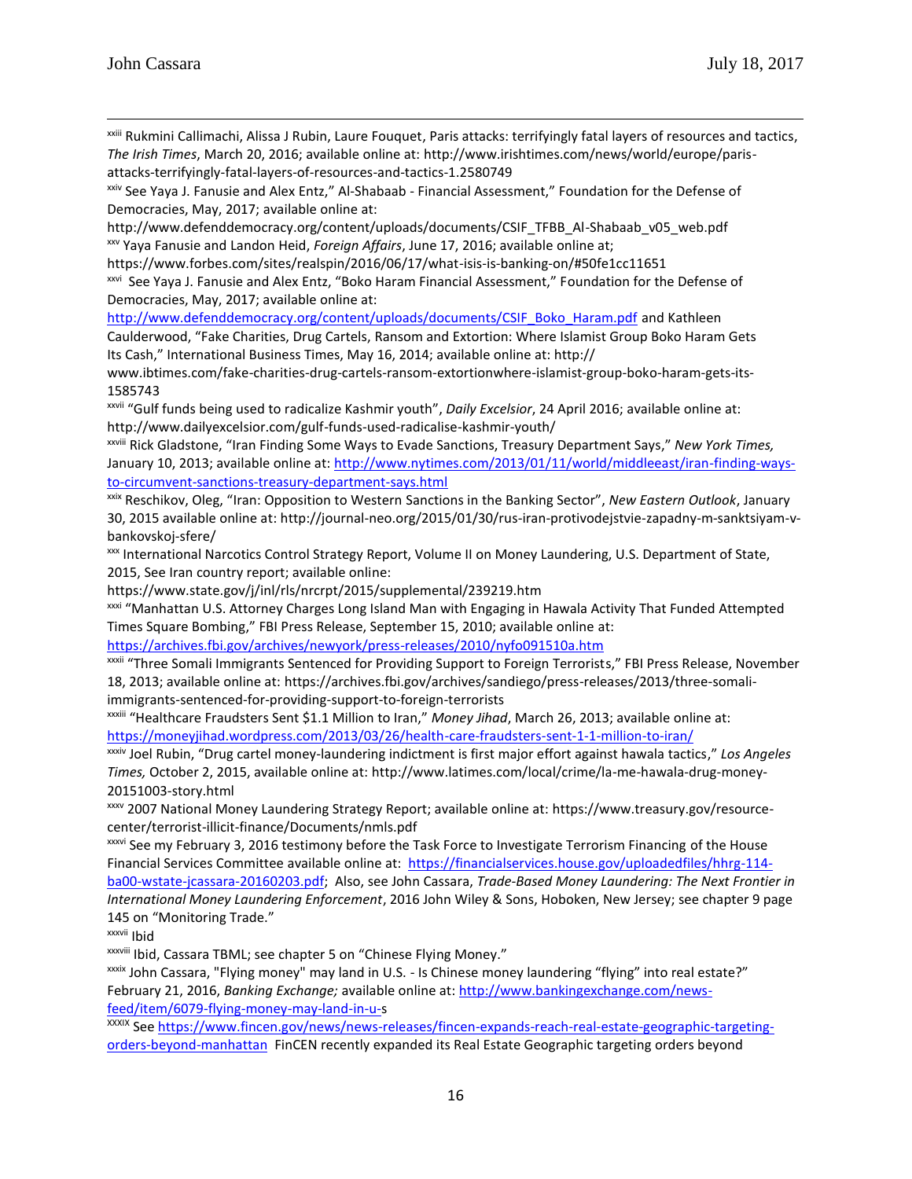[xxiii] Rukmini Callimachi, Alissa J Rubin, Laure Fouquet, Paris attacks: terrifyingly fatal layers of resources and tactics, *The Irish Times*, March 20, 2016; available online at: http://www.irishtimes.com/news/world/europe/paris-attacks-terrifyingly-fatal-layers-of-resources-and-tactics-1.2580749

[xxiv] See Yaya J. Fanusie and Alex Entz," Al-Shabaab - Financial Assessment," Foundation for the Defense of Democracies, May, 2017; available online at: http://www.defenddemocracy.org/content/uploads/documents/CSIF_TFBB_Al-Shabaab_v05_web.pdf

[xxv] Yaya Fanusie and Landon Heid, *Foreign Affairs*, June 17, 2016; available online at; https://www.forbes.com/sites/realspin/2016/06/17/what-isis-is-banking-on/#50fe1cc11651

[xxvi] See Yaya J. Fanusie and Alex Entz, "Boko Haram Financial Assessment," Foundation for the Defense of Democracies, May, 2017; available online at: http://www.defenddemocracy.org/content/uploads/documents/CSIF_Boko_Haram.pdf and Kathleen Caulderwood, "Fake Charities, Drug Cartels, Ransom and Extortion: Where Islamist Group Boko Haram Gets Its Cash," International Business Times, May 16, 2014; available online at: http:// www.ibtimes.com/fake-charities-drug-cartels-ransom-extortionwhere-islamist-group-boko-haram-gets-its-1585743

[xxvii] "Gulf funds being used to radicalize Kashmir youth", *Daily Excelsior*, 24 April 2016; available online at: http://www.dailyexcelsior.com/gulf-funds-used-radicalise-kashmir-youth/

[xxviii] Rick Gladstone, "Iran Finding Some Ways to Evade Sanctions, Treasury Department Says," *New York Times,* January 10, 2013; available online at: http://www.nytimes.com/2013/01/11/world/middleeast/iran-finding-ways-to-circumvent-sanctions-treasury-department-says.html

[xxix] Reschikov, Oleg, "Iran: Opposition to Western Sanctions in the Banking Sector", *New Eastern Outlook*, January 30, 2015 available online at: http://journal-neo.org/2015/01/30/rus-iran-protivodejstvie-zapadny-m-sanktsiyam-v-bankovskoj-sfere/

[xxx] International Narcotics Control Strategy Report, Volume II on Money Laundering, U.S. Department of State, 2015, See Iran country report; available online: https://www.state.gov/j/inl/rls/nrcrpt/2015/supplemental/239219.htm

[xxxi] "Manhattan U.S. Attorney Charges Long Island Man with Engaging in Hawala Activity That Funded Attempted Times Square Bombing," FBI Press Release, September 15, 2010; available online at: https://archives.fbi.gov/archives/newyork/press-releases/2010/nyfo091510a.htm

[xxxii] "Three Somali Immigrants Sentenced for Providing Support to Foreign Terrorists," FBI Press Release, November 18, 2013; available online at: https://archives.fbi.gov/archives/sandiego/press-releases/2013/three-somali-immigrants-sentenced-for-providing-support-to-foreign-terrorists

[xxxiii] "Healthcare Fraudsters Sent $1.1 Million to Iran," *Money Jihad*, March 26, 2013; available online at: https://moneyjihad.wordpress.com/2013/03/26/health-care-fraudsters-sent-1-1-million-to-iran/

[xxxiv] Joel Rubin, "Drug cartel money-laundering indictment is first major effort against hawala tactics," *Los Angeles Times,* October 2, 2015, available online at: http://www.latimes.com/local/crime/la-me-hawala-drug-money-20151003-story.html

[xxxv] 2007 National Money Laundering Strategy Report; available online at: https://www.treasury.gov/resource-center/terrorist-illicit-finance/Documents/nmls.pdf

[xxxvi] See my February 3, 2016 testimony before the Task Force to Investigate Terrorism Financing of the House Financial Services Committee available online at: https://financialservices.house.gov/uploadedfiles/hhrg-114-ba00-wstate-jcassara-20160203.pdf; Also, see John Cassara, *Trade-Based Money Laundering: The Next Frontier in International Money Laundering Enforcement*, 2016 John Wiley & Sons, Hoboken, New Jersey; see chapter 9 page 145 on "Monitoring Trade."

[xxxvii] Ibid

[xxxviii] Ibid, Cassara TBML; see chapter 5 on "Chinese Flying Money."

[xxxix] John Cassara, "Flying money" may land in U.S. - Is Chinese money laundering "flying" into real estate?" February 21, 2016, *Banking Exchange;* available online at: http://www.bankingexchange.com/news-feed/item/6079-flying-money-may-land-in-u-s

[XXXIX] See https://www.fincen.gov/news/news-releases/fincen-expands-reach-real-estate-geographic-targeting-orders-beyond-manhattan FinCEN recently expanded its Real Estate Geographic targeting orders beyond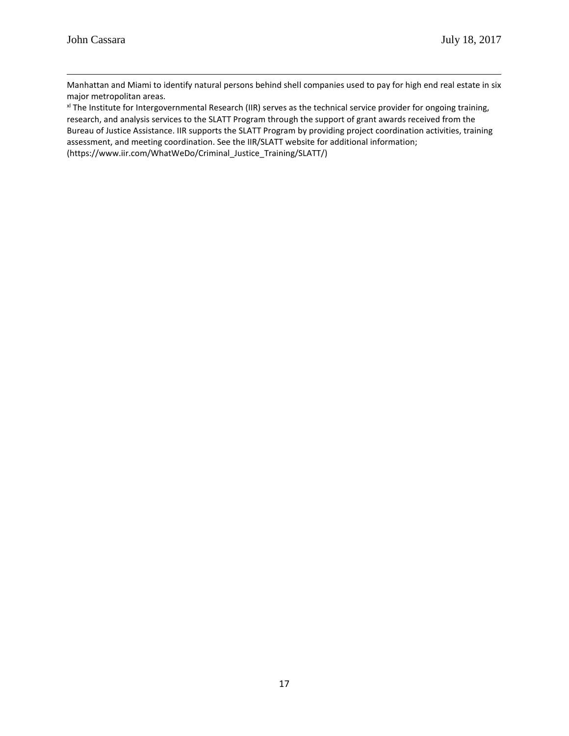Manhattan and Miami to identify natural persons behind shell companies used to pay for high end real estate in six major metropolitan areas.

[xl] The Institute for Intergovernmental Research (IIR) serves as the technical service provider for ongoing training, research, and analysis services to the SLATT Program through the support of grant awards received from the Bureau of Justice Assistance. IIR supports the SLATT Program by providing project coordination activities, training assessment, and meeting coordination. See the IIR/SLATT website for additional information; (https://www.iir.com/WhatWeDo/Criminal_Justice_Training/SLATT/)